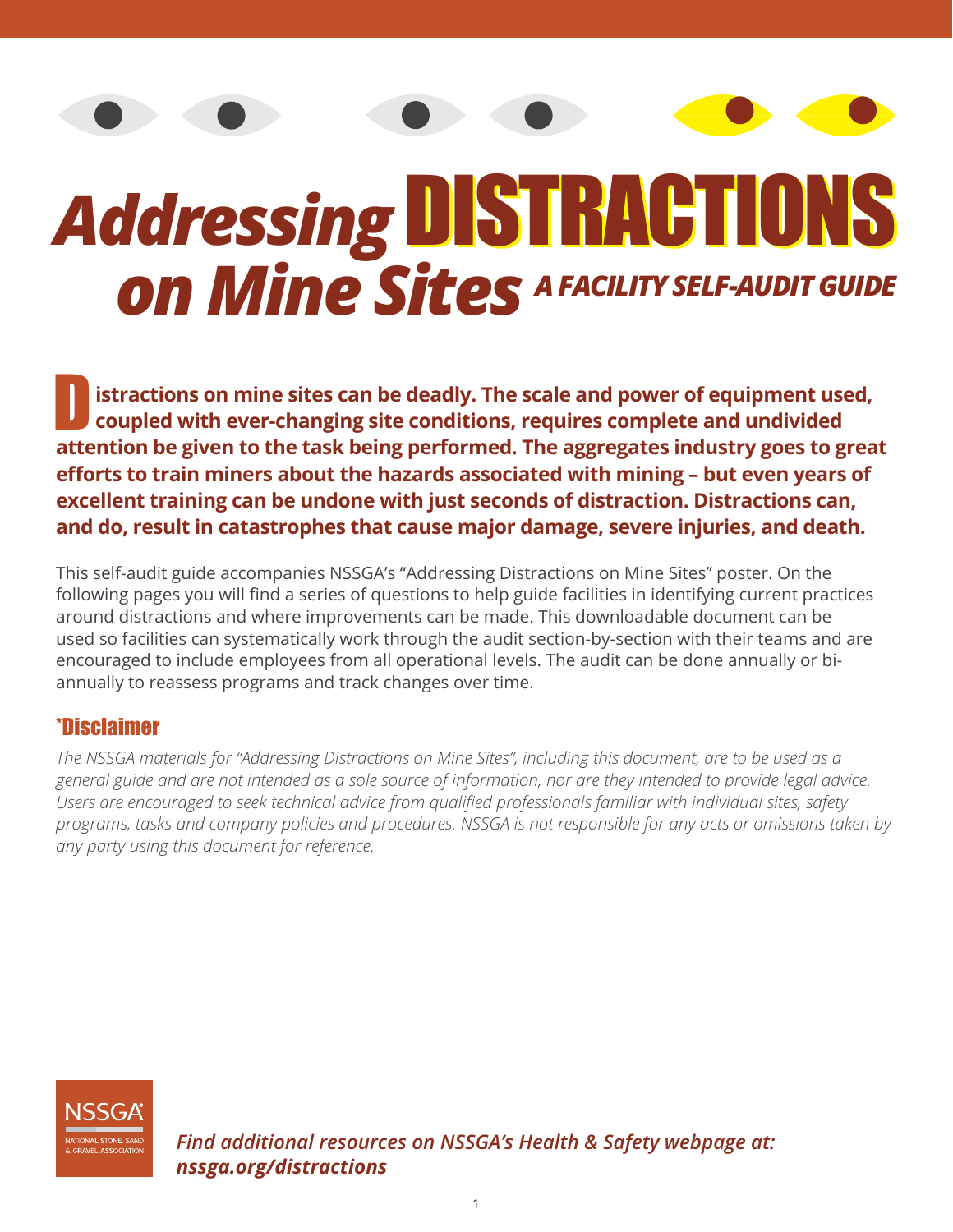# *Addressing* DISTRACTIONS *on Mine Sites*

## *A FACILITY SELF-AUDIT GUIDE*

**Distractions on mine sites can be deadly. The scale and power of equipment used, coupled with ever-changing site conditions, requires complete and undivided attention be given to the task being performed. The aggregates industry goes to great efforts to train miners about the hazards associated with mining – but even years of excellent training can be undone with just seconds of distraction. Distractions can, and do, result in catastrophes that cause major damage, severe injuries, and death.**

This self-audit guide accompanies NSSGA's "Addressing Distractions on Mine Sites" poster. On the following pages you will find a series of questions to help guide facilities in identifying current practices around distractions and where improvements can be made. This downloadable document can be used so facilities can systematically work through the audit section-by-section with their teams and are encouraged to include employees from all operational levels. The audit can be done annually or bi-annually to reassess programs and track changes over time.

### *Disclaimer

*The NSSGA materials for "Addressing Distractions on Mine Sites", including this document, are to be used as a general guide and are not intended as a sole source of information, nor are they intended to provide legal advice. Users are encouraged to seek technical advice from qualified professionals familiar with individual sites, safety programs, tasks and company policies and procedures. NSSGA is not responsible for any acts or omissions taken by any party using this document for reference.*

NSSGA® NATIONAL STONE, SAND & GRAVEL ASSOCIATION

***Find additional resources on NSSGA's Health & Safety webpage at: nssga.org/distractions***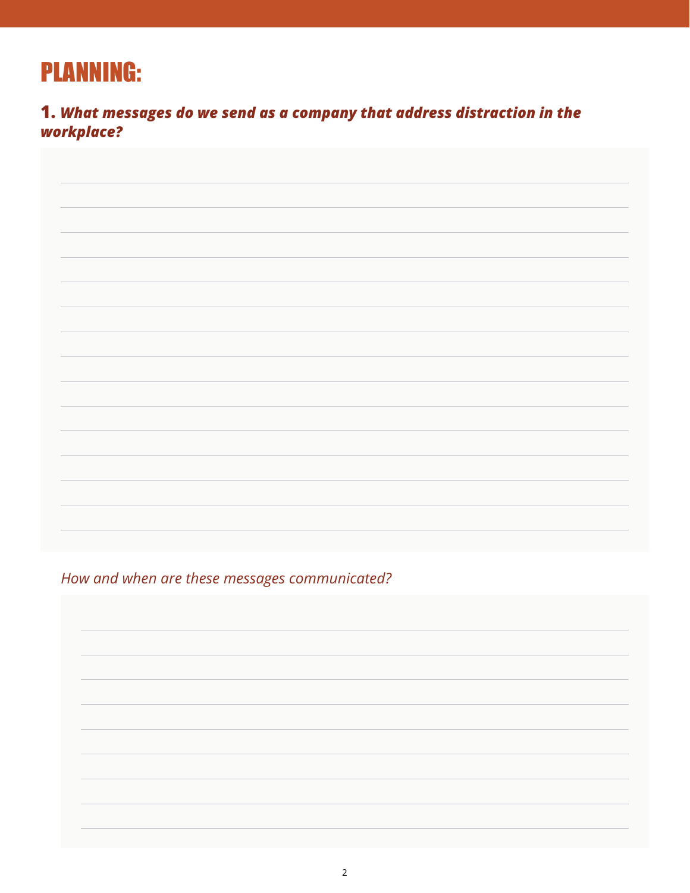# PLANNING:

**1.** ***What messages do we send as a company that address distraction in the workplace?***

*How and when are these messages communicated?*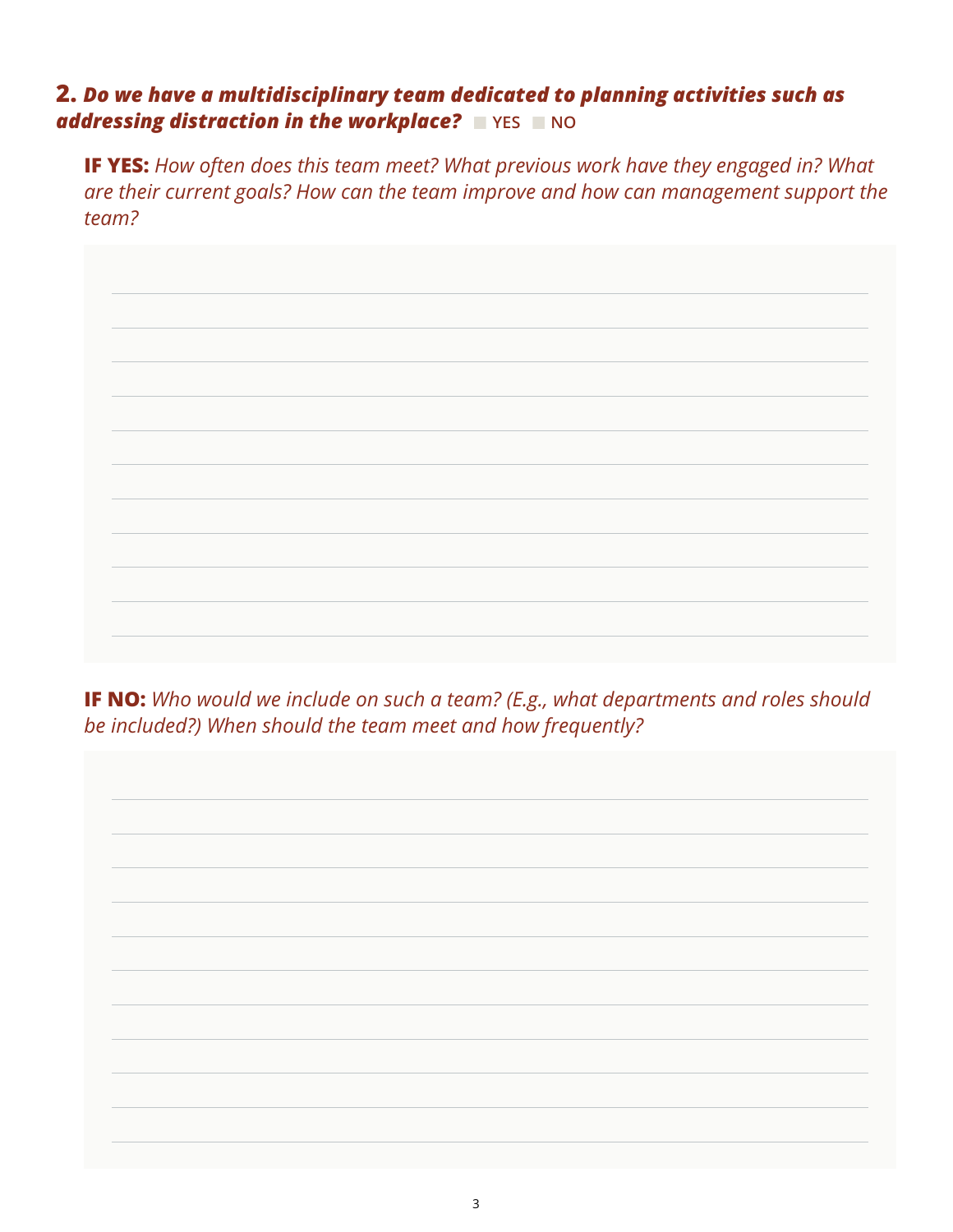**2.** ***Do we have a multidisciplinary team dedicated to planning activities such as addressing distraction in the workplace?*** ☐ YES ☐ NO

**IF YES:** *How often does this team meet? What previous work have they engaged in? What are their current goals? How can the team improve and how can management support the team?*

**IF NO:** *Who would we include on such a team? (E.g., what departments and roles should be included?) When should the team meet and how frequently?*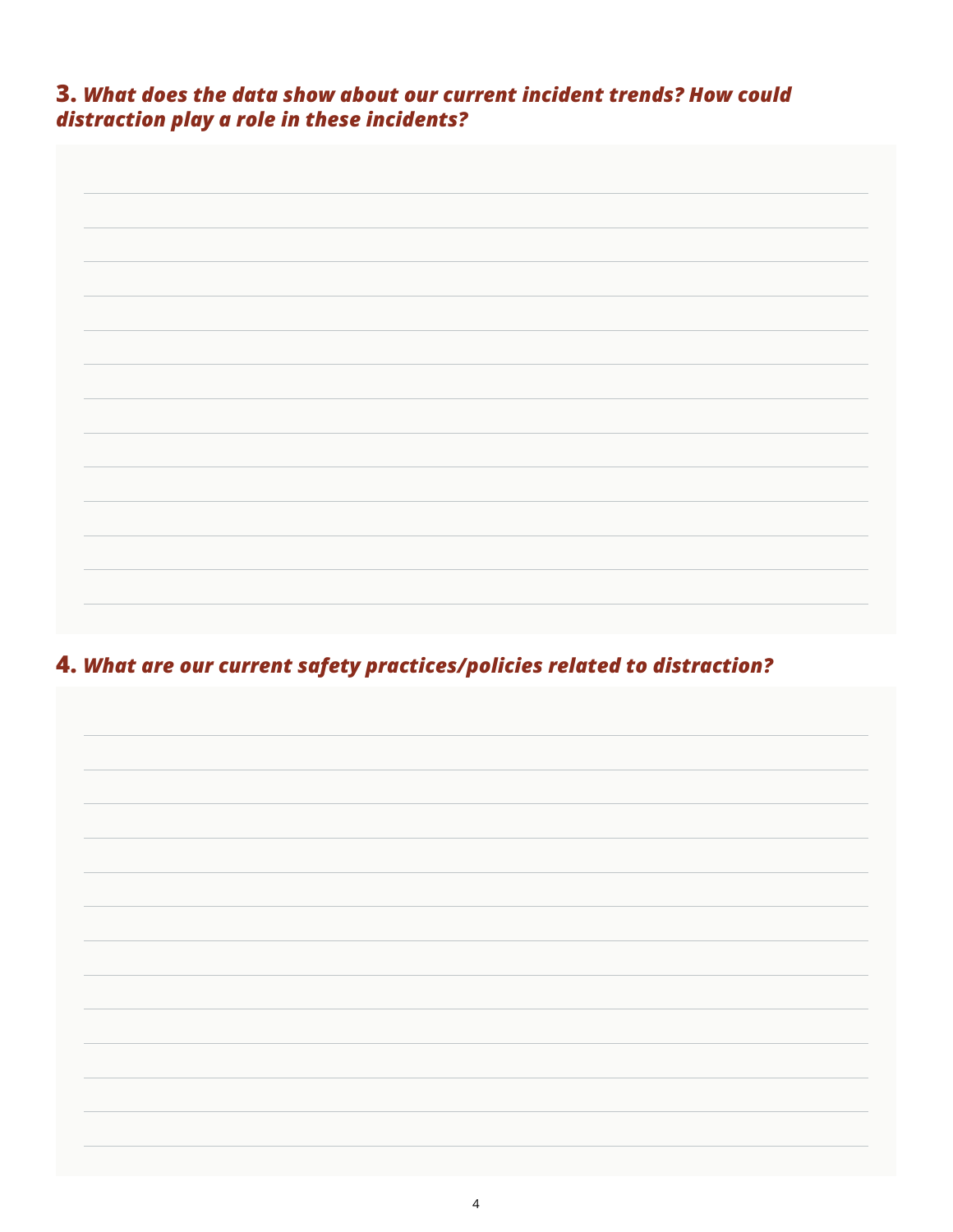**3.** ***What does the data show about our current incident trends? How could distraction play a role in these incidents?***

**4.** ***What are our current safety practices/policies related to distraction?***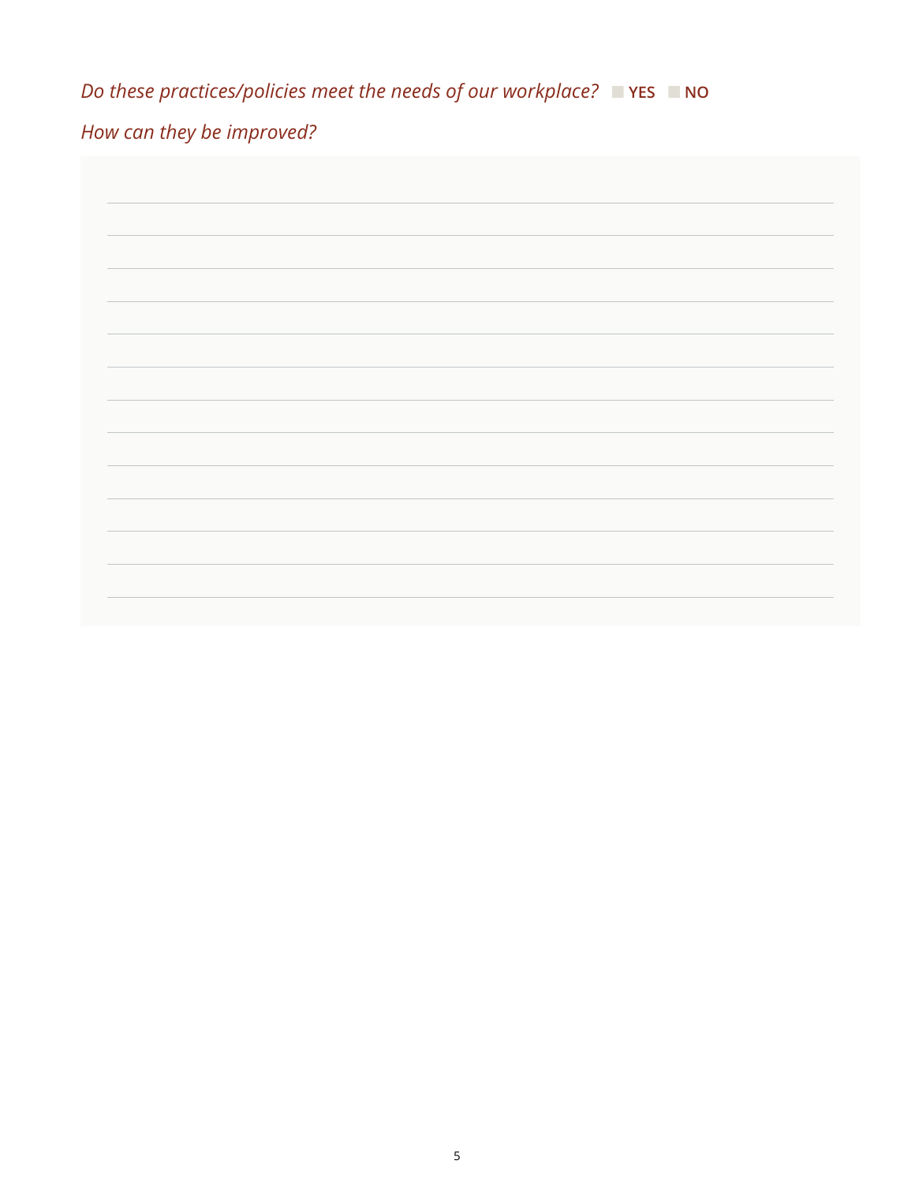*Do these practices/policies meet the needs of our workplace?* ☐ **YES** ☐ **NO**

*How can they be improved?*

_______________________________________________________________________________

_______________________________________________________________________________

_______________________________________________________________________________

_______________________________________________________________________________

_______________________________________________________________________________

_______________________________________________________________________________

_______________________________________________________________________________

_______________________________________________________________________________

_______________________________________________________________________________

_______________________________________________________________________________

_______________________________________________________________________________

_______________________________________________________________________________

_______________________________________________________________________________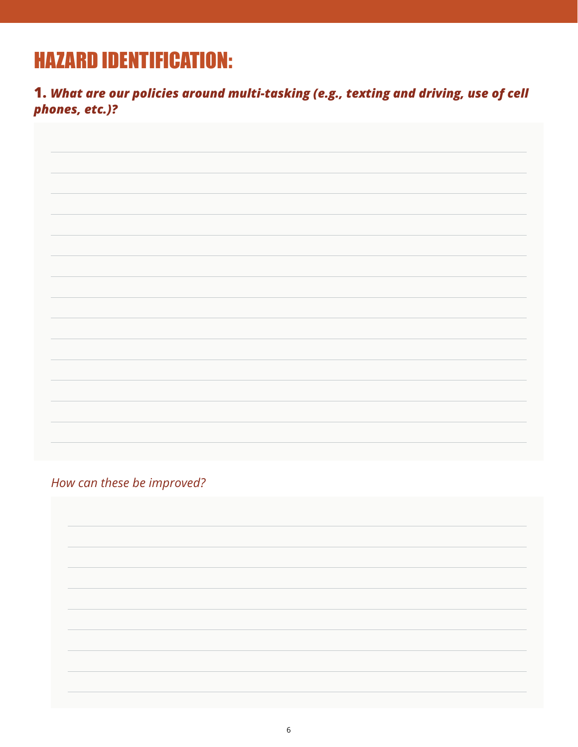# HAZARD IDENTIFICATION:

**1.** ***What are our policies around multi-tasking (e.g., texting and driving, use of cell phones, etc.)?***

*How can these be improved?*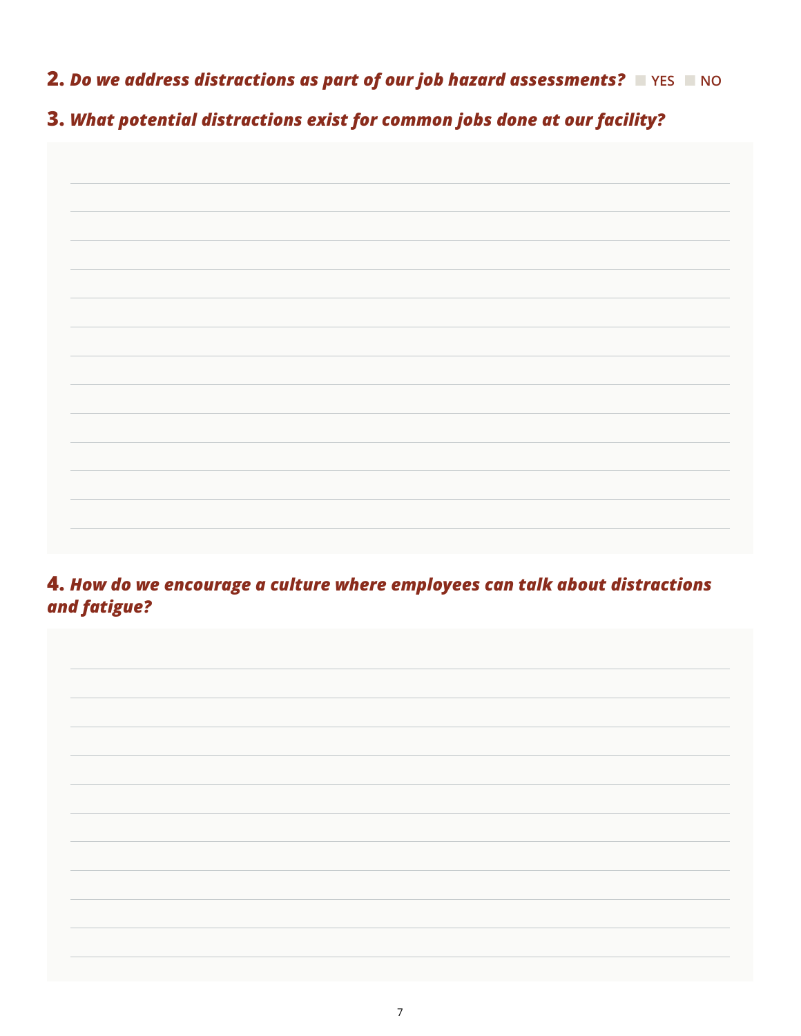**2.** ***Do we address distractions as part of our job hazard assessments?*** ☐ YES ☐ NO

**3.** ***What potential distractions exist for common jobs done at our facility?***

**4.** ***How do we encourage a culture where employees can talk about distractions and fatigue?***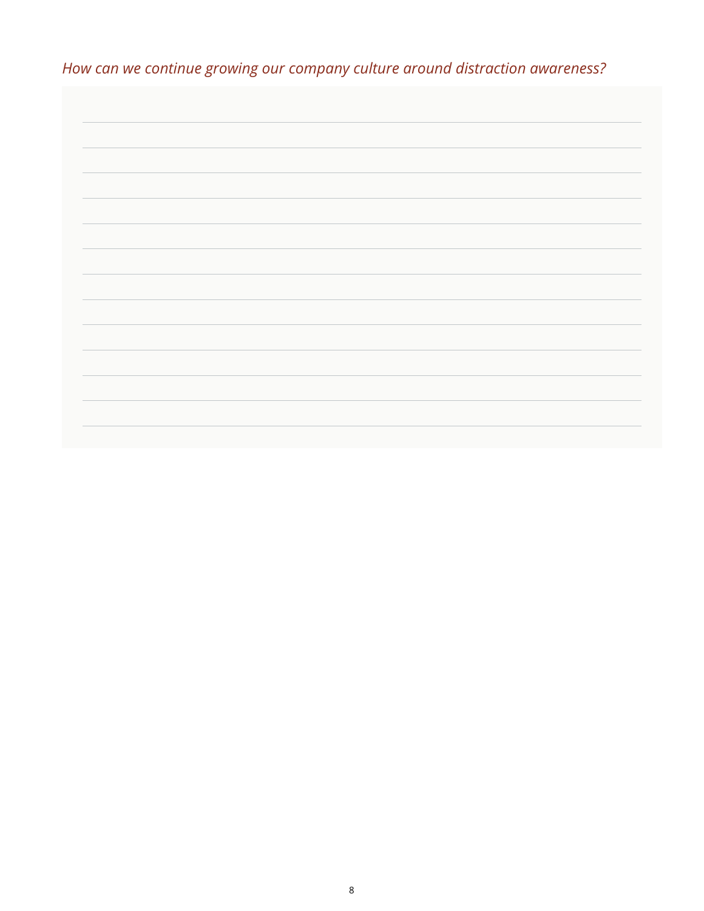*How can we continue growing our company culture around distraction awareness?*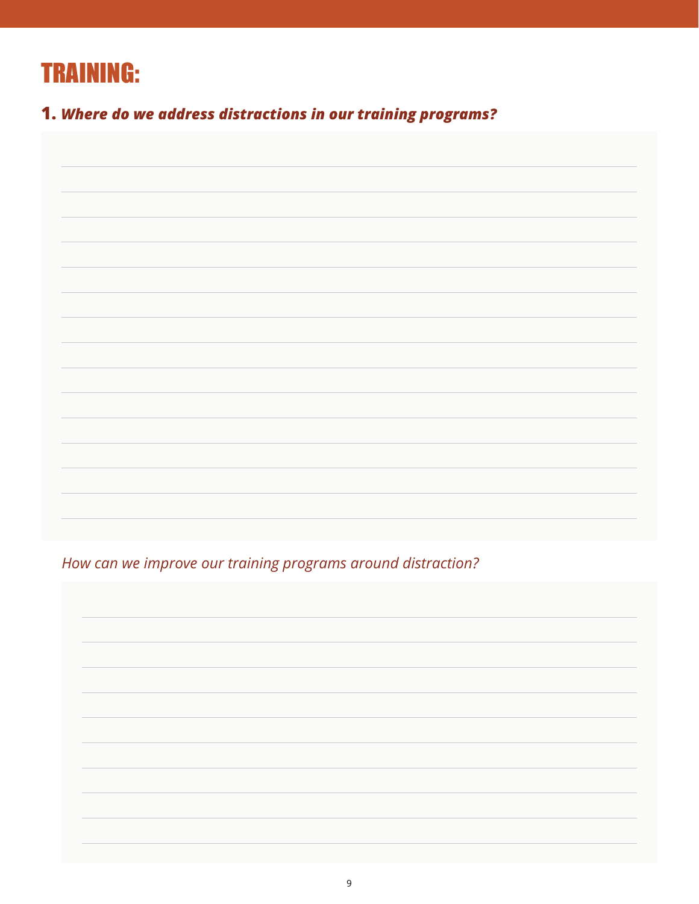# TRAINING:

**1.** ***Where do we address distractions in our training programs?***

*How can we improve our training programs around distraction?*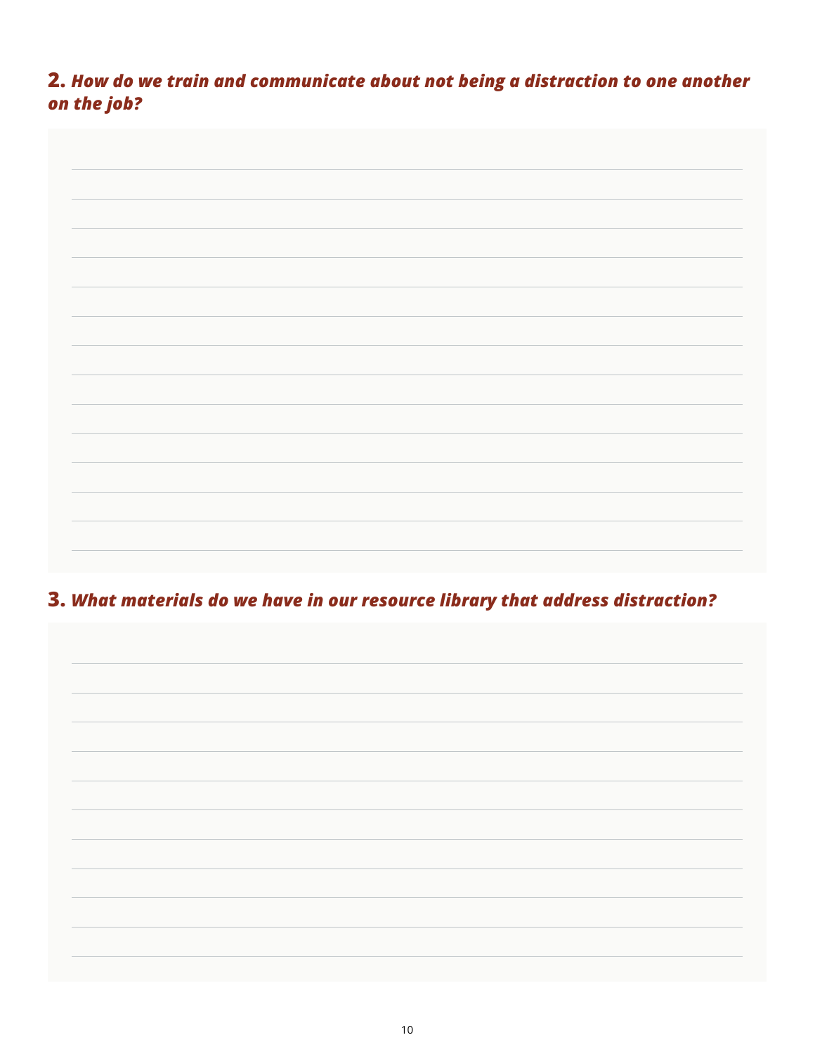**2.** ***How do we train and communicate about not being a distraction to one another on the job?***

**3.** ***What materials do we have in our resource library that address distraction?***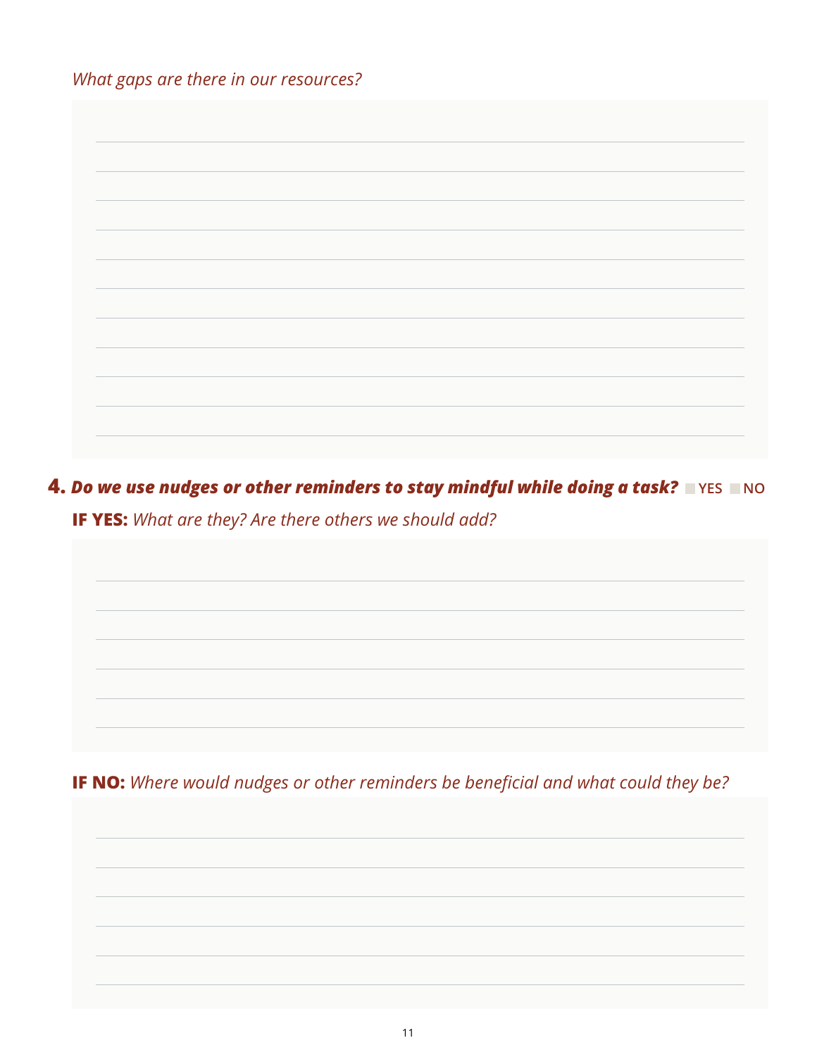*What gaps are there in our resources?*

**4. *Do we use nudges or other reminders to stay mindful while doing a task?*** ☐ YES ☐ NO

**IF YES:** *What are they? Are there others we should add?*

**IF NO:** *Where would nudges or other reminders be beneficial and what could they be?*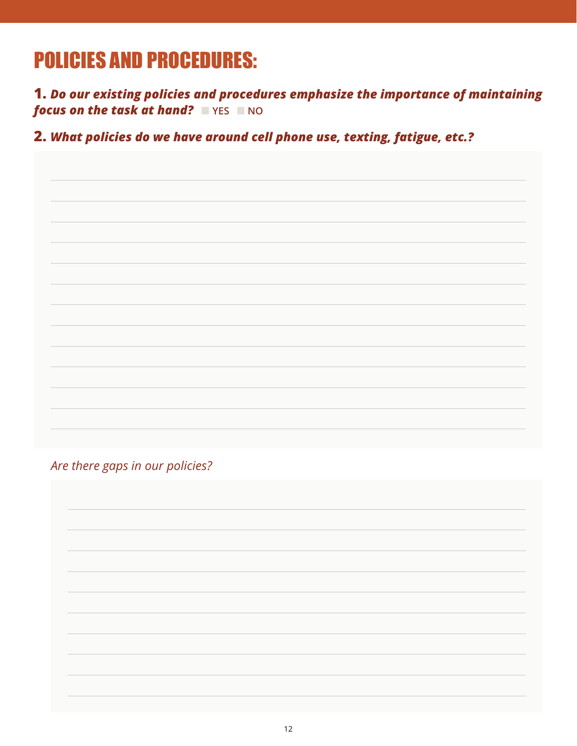# POLICIES AND PROCEDURES:

**1.** ***Do our existing policies and procedures emphasize the importance of maintaining focus on the task at hand?*** ☐ YES ☐ NO

**2.** ***What policies do we have around cell phone use, texting, fatigue, etc.?***

*Are there gaps in our policies?*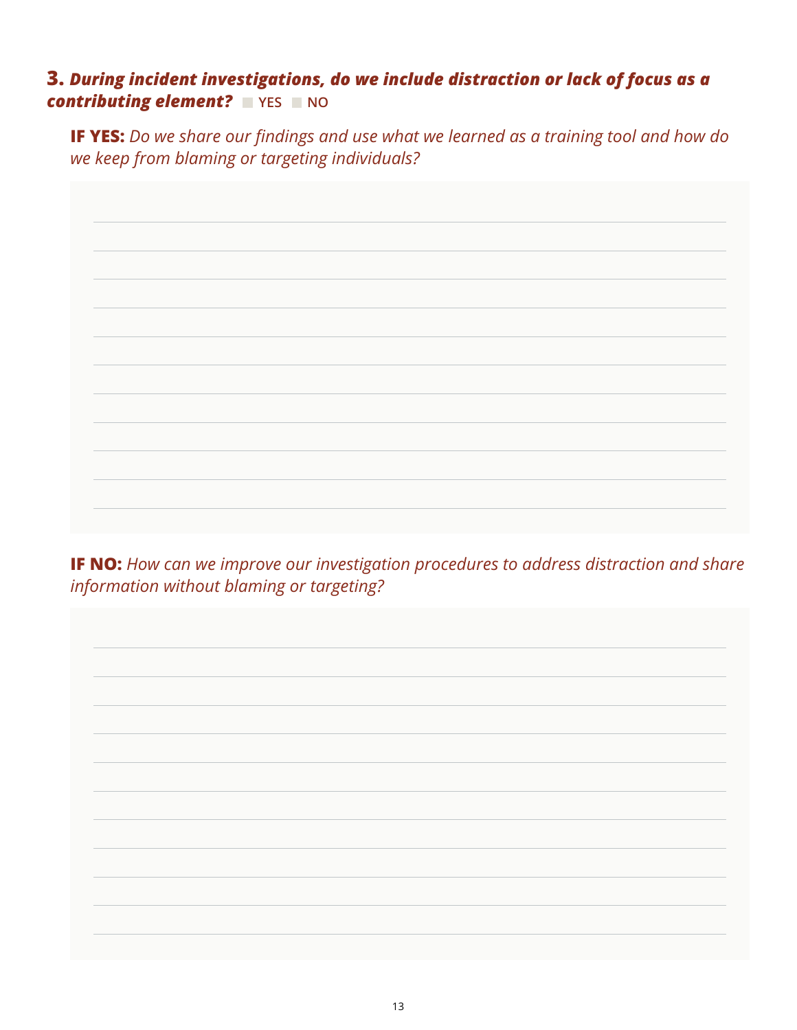### **3.** ***During incident investigations, do we include distraction or lack of focus as a contributing element?*** ☐ YES ☐ NO

**IF YES:** *Do we share our findings and use what we learned as a training tool and how do we keep from blaming or targeting individuals?*

**IF NO:** *How can we improve our investigation procedures to address distraction and share information without blaming or targeting?*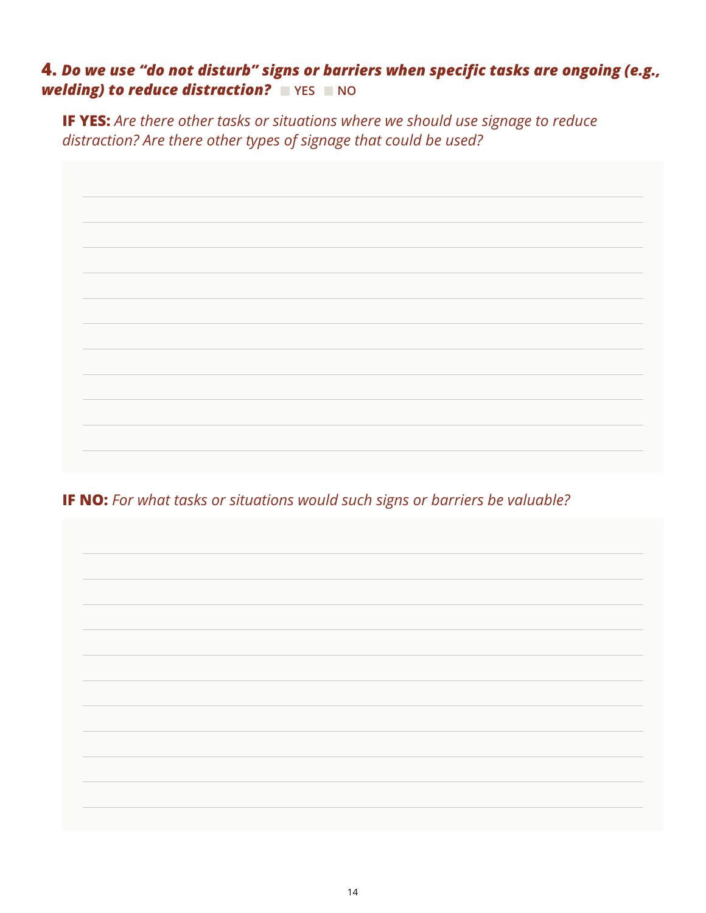**4. *Do we use "do not disturb" signs or barriers when specific tasks are ongoing (e.g., welding) to reduce distraction?*** ☐ YES ☐ NO

**IF YES:** *Are there other tasks or situations where we should use signage to reduce distraction? Are there other types of signage that could be used?*

**IF NO:** *For what tasks or situations would such signs or barriers be valuable?*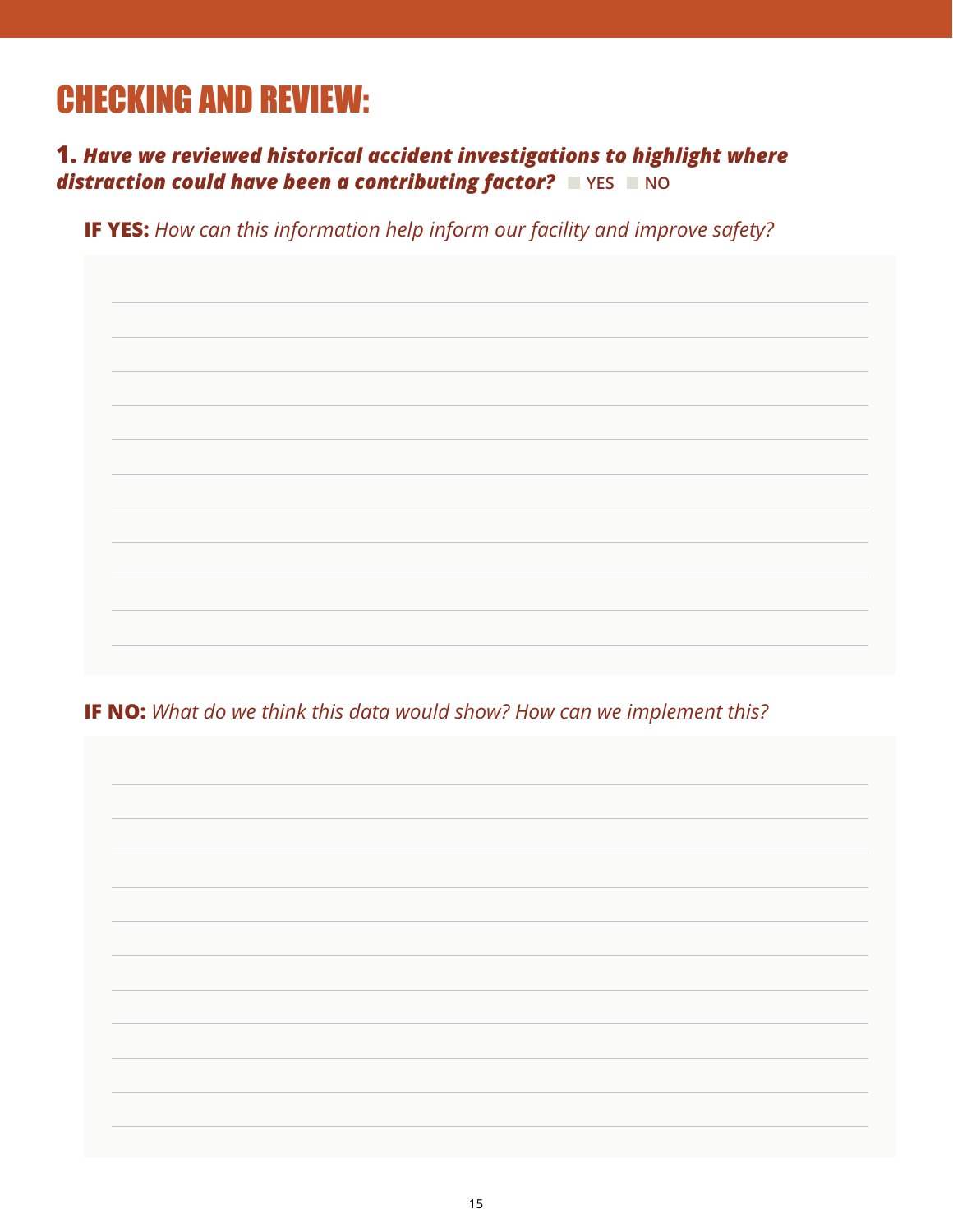# CHECKING AND REVIEW:

**1.** ***Have we reviewed historical accident investigations to highlight where distraction could have been a contributing factor?*** ☐ YES ☐ NO

**IF YES:** *How can this information help inform our facility and improve safety?*

**IF NO:** *What do we think this data would show? How can we implement this?*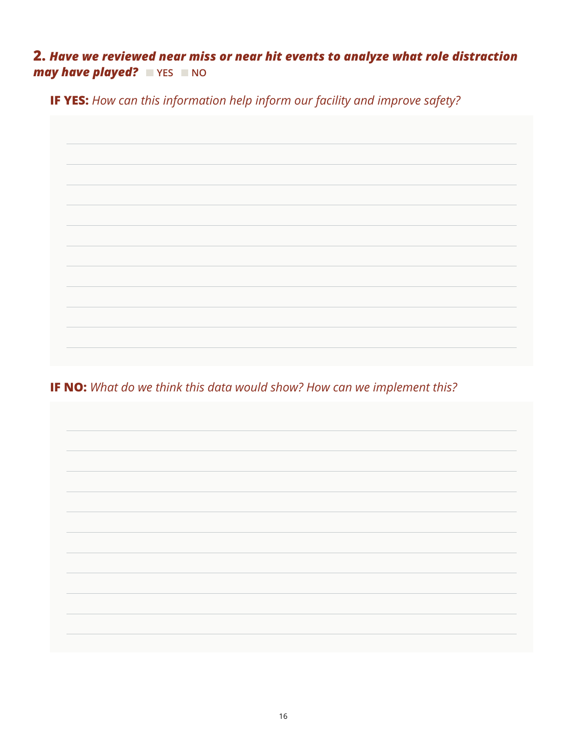## **2.** ***Have we reviewed near miss or near hit events to analyze what role distraction may have played?*** ☐ YES ☐ NO

**IF YES:** *How can this information help inform our facility and improve safety?*

**IF NO:** *What do we think this data would show? How can we implement this?*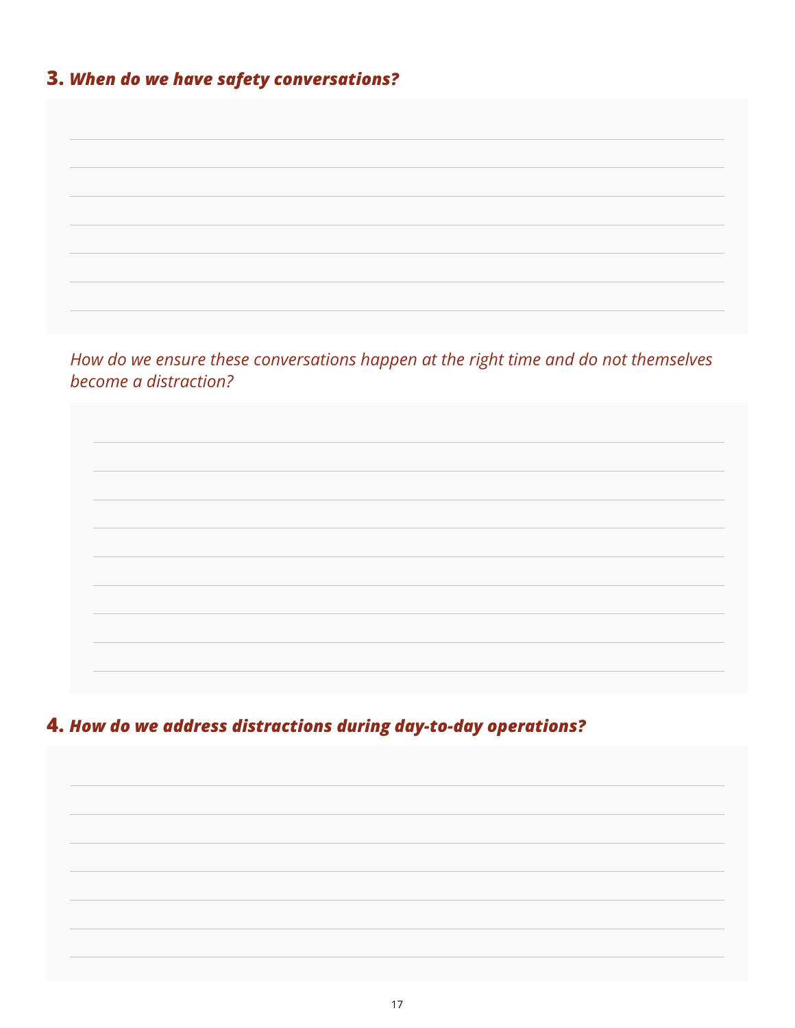**3.** ***When do we have safety conversations?***

*How do we ensure these conversations happen at the right time and do not themselves become a distraction?*

**4.** ***How do we address distractions during day-to-day operations?***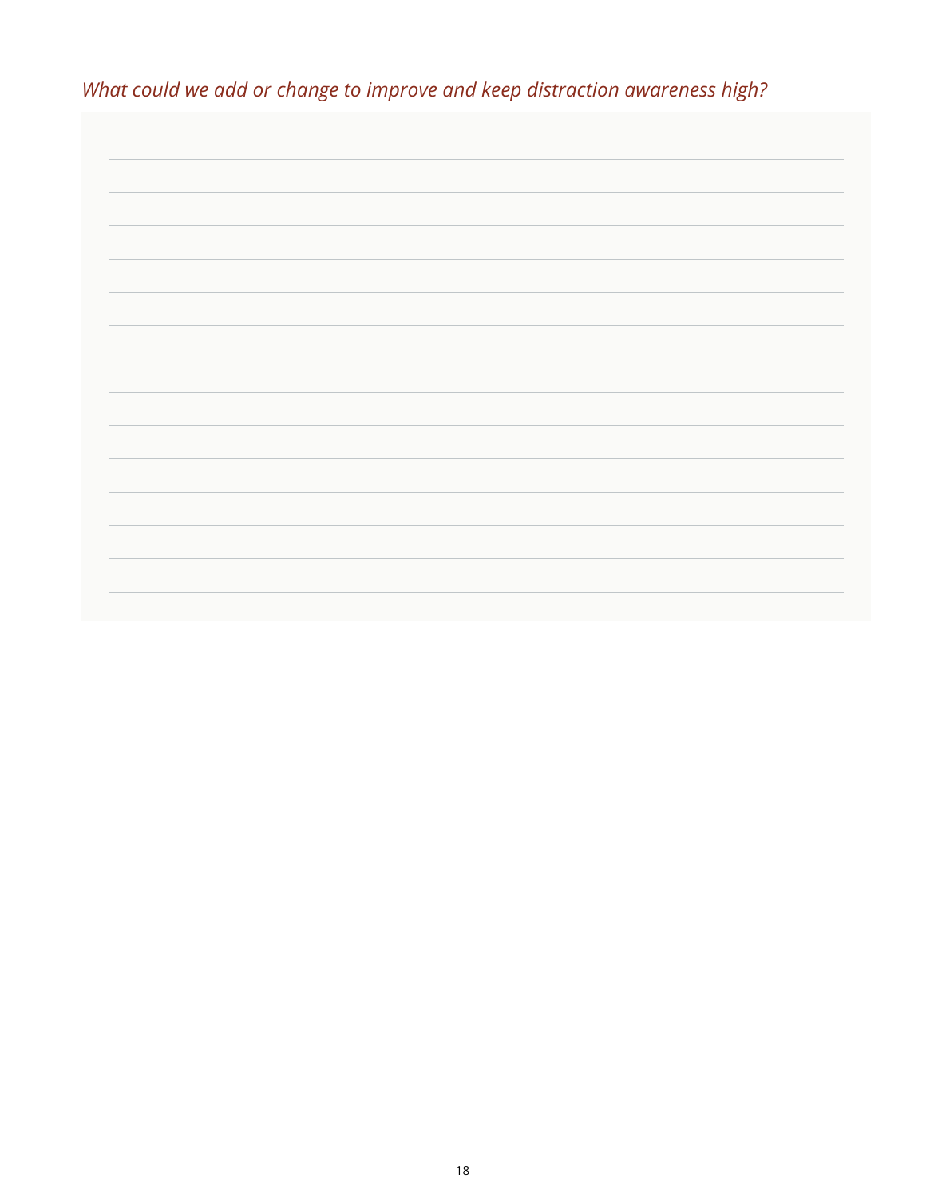*What could we add or change to improve and keep distraction awareness high?*